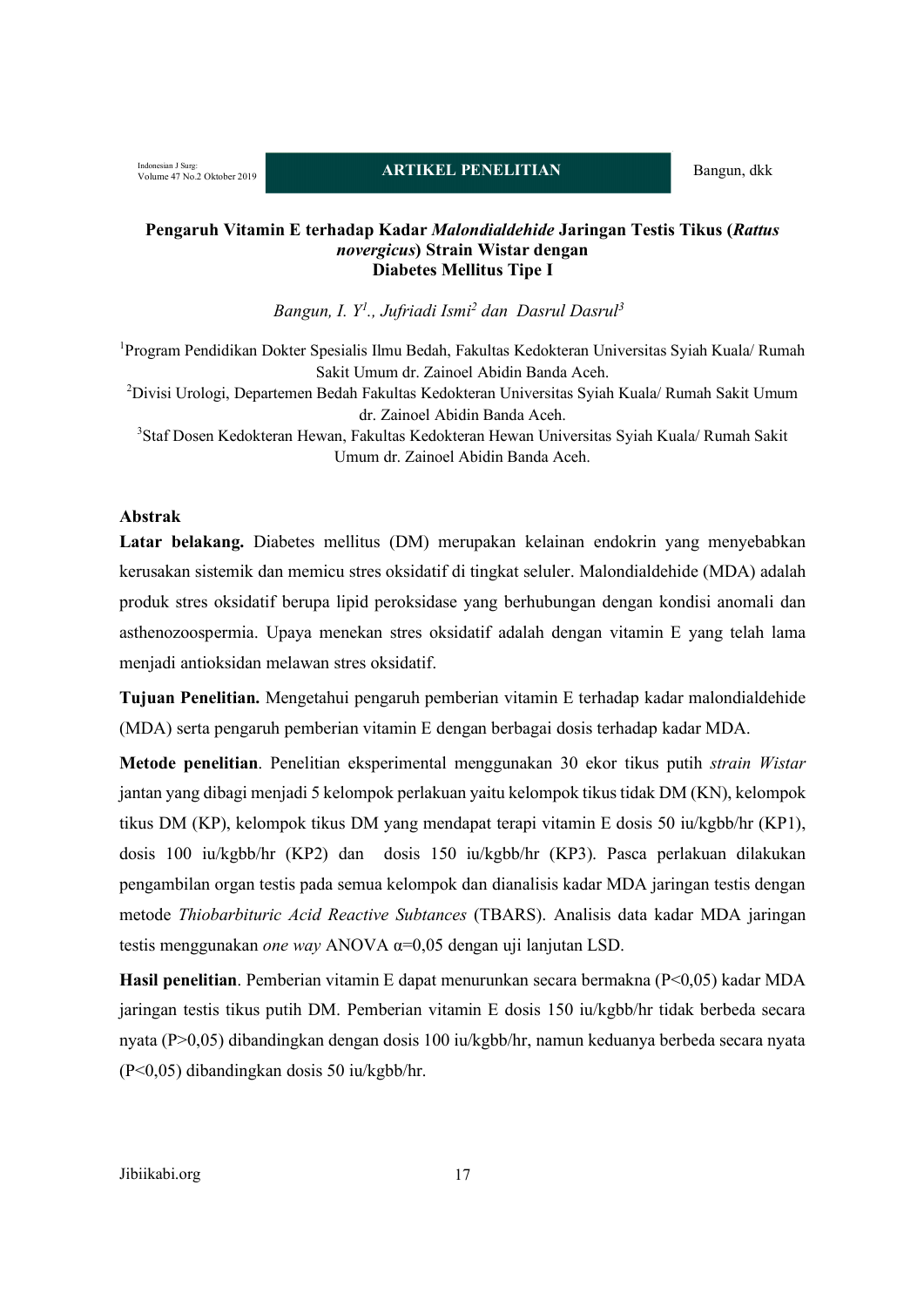# Pengaruh Vitamin E terhadap Kadar *Malondialdehide* Jaringan Testis Tikus (*Rattus novergicus*) Strain Wistar dengan Diabetes Mellitus Tipe I

*Bangun, I. Y[1]., Jufriadi Ismi[2] dan Dasrul Dasrul[3]*

[1]Program Pendidikan Dokter Spesialis Ilmu Bedah, Fakultas Kedokteran Universitas Syiah Kuala/ Rumah Sakit Umum dr. Zainoel Abidin Banda Aceh.

[2]Divisi Urologi, Departemen Bedah Fakultas Kedokteran Universitas Syiah Kuala/ Rumah Sakit Umum dr. Zainoel Abidin Banda Aceh.

[3]Staf Dosen Kedokteran Hewan, Fakultas Kedokteran Hewan Universitas Syiah Kuala/ Rumah Sakit Umum dr. Zainoel Abidin Banda Aceh.

## Abstrak

**Latar belakang.** Diabetes mellitus (DM) merupakan kelainan endokrin yang menyebabkan kerusakan sistemik dan memicu stres oksidatif di tingkat seluler. Malondialdehide (MDA) adalah produk stres oksidatif berupa lipid peroksidase yang berhubungan dengan kondisi anomali dan asthenozoospermia. Upaya menekan stres oksidatif adalah dengan vitamin E yang telah lama menjadi antioksidan melawan stres oksidatif.

**Tujuan Penelitian.** Mengetahui pengaruh pemberian vitamin E terhadap kadar malondialdehide (MDA) serta pengaruh pemberian vitamin E dengan berbagai dosis terhadap kadar MDA.

**Metode penelitian**. Penelitian eksperimental menggunakan 30 ekor tikus putih *strain Wistar* jantan yang dibagi menjadi 5 kelompok perlakuan yaitu kelompok tikus tidak DM (KN), kelompok tikus DM (KP), kelompok tikus DM yang mendapat terapi vitamin E dosis 50 iu/kgbb/hr (KP1), dosis 100 iu/kgbb/hr (KP2) dan dosis 150 iu/kgbb/hr (KP3). Pasca perlakuan dilakukan pengambilan organ testis pada semua kelompok dan dianalisis kadar MDA jaringan testis dengan metode *Thiobarbituric Acid Reactive Subtances* (TBARS). Analisis data kadar MDA jaringan testis menggunakan *one way* ANOVA $\alpha$=0,05 dengan uji lanjutan LSD.

**Hasil penelitian**. Pemberian vitamin E dapat menurunkan secara bermakna (P<0,05) kadar MDA jaringan testis tikus putih DM. Pemberian vitamin E dosis 150 iu/kgbb/hr tidak berbeda secara nyata (P>0,05) dibandingkan dengan dosis 100 iu/kgbb/hr, namun keduanya berbeda secara nyata (P<0,05) dibandingkan dosis 50 iu/kgbb/hr.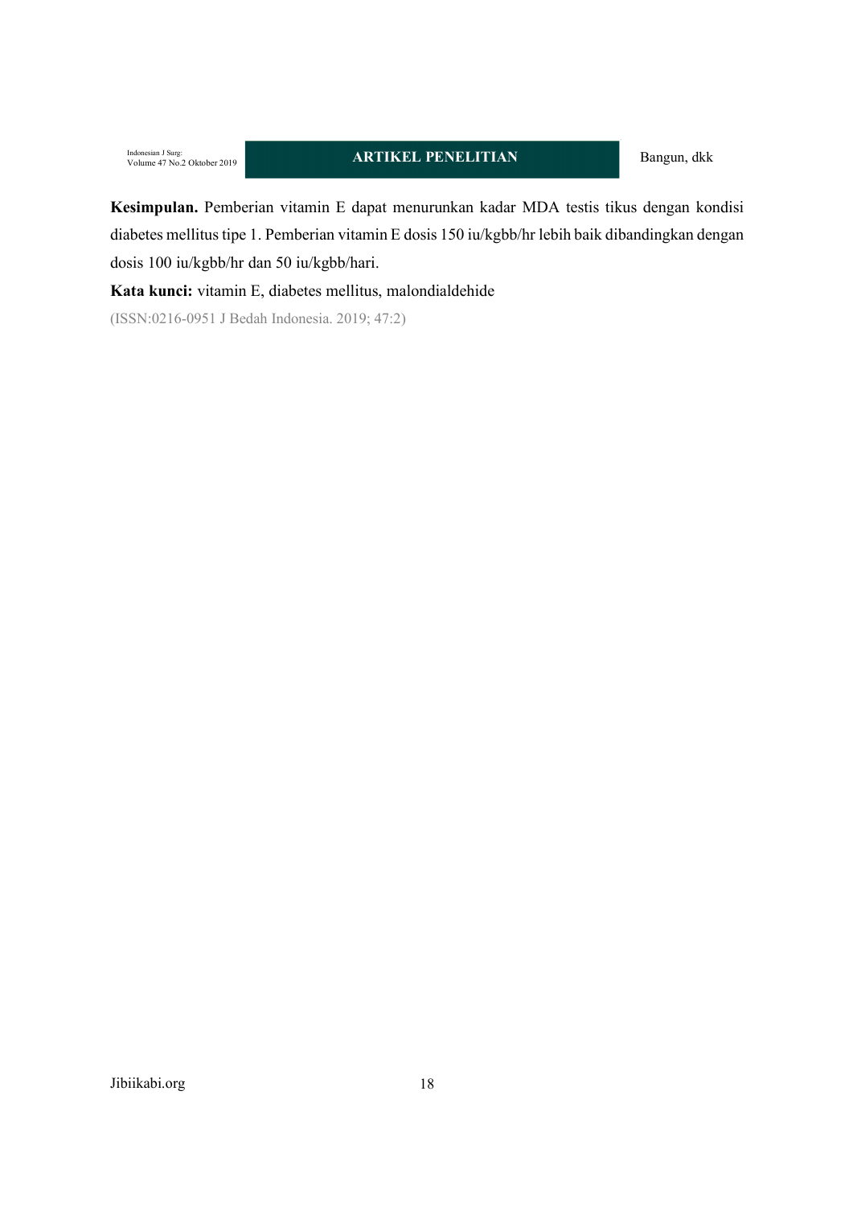**Kesimpulan.** Pemberian vitamin E dapat menurunkan kadar MDA testis tikus dengan kondisi diabetes mellitus tipe 1. Pemberian vitamin E dosis 150 iu/kgbb/hr lebih baik dibandingkan dengan dosis 100 iu/kgbb/hr dan 50 iu/kgbb/hari.

**Kata kunci:** vitamin E, diabetes mellitus, malondialdehide

(ISSN:0216-0951 J Bedah Indonesia. 2019; 47:2)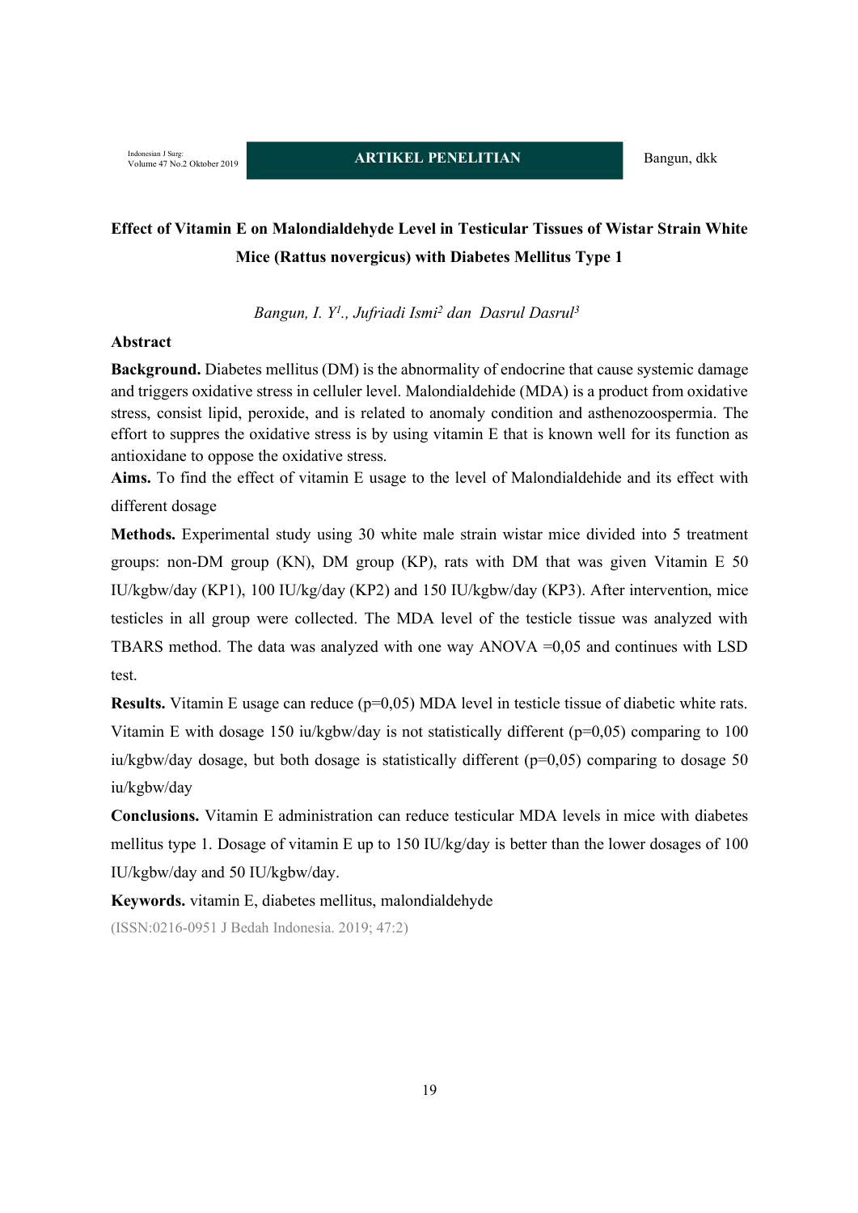# Effect of Vitamin E on Malondialdehyde Level in Testicular Tissues of Wistar Strain White Mice (Rattus novergicus) with Diabetes Mellitus Type 1

*Bangun, I. Y[1]., Jufriadi Ismi[2] dan Dasrul Dasrul[3]*

## Abstract

**Background.** Diabetes mellitus (DM) is the abnormality of endocrine that cause systemic damage and triggers oxidative stress in celluler level. Malondialdehide (MDA) is a product from oxidative stress, consist lipid, peroxide, and is related to anomaly condition and asthenozoospermia. The effort to suppres the oxidative stress is by using vitamin E that is known well for its function as antioxidane to oppose the oxidative stress.

**Aims.** To find the effect of vitamin E usage to the level of Malondialdehide and its effect with different dosage

**Methods.** Experimental study using 30 white male strain wistar mice divided into 5 treatment groups: non-DM group (KN), DM group (KP), rats with DM that was given Vitamin E 50 IU/kgbw/day (KP1), 100 IU/kg/day (KP2) and 150 IU/kgbw/day (KP3). After intervention, mice testicles in all group were collected. The MDA level of the testicle tissue was analyzed with TBARS method. The data was analyzed with one way ANOVA =0,05 and continues with LSD test.

**Results.** Vitamin E usage can reduce (p=0,05) MDA level in testicle tissue of diabetic white rats. Vitamin E with dosage 150 iu/kgbw/day is not statistically different (p=0,05) comparing to 100 iu/kgbw/day dosage, but both dosage is statistically different (p=0,05) comparing to dosage 50 iu/kgbw/day

**Conclusions.** Vitamin E administration can reduce testicular MDA levels in mice with diabetes mellitus type 1. Dosage of vitamin E up to 150 IU/kg/day is better than the lower dosages of 100 IU/kgbw/day and 50 IU/kgbw/day.

**Keywords.** vitamin E, diabetes mellitus, malondialdehyde

(ISSN:0216-0951 J Bedah Indonesia. 2019; 47:2)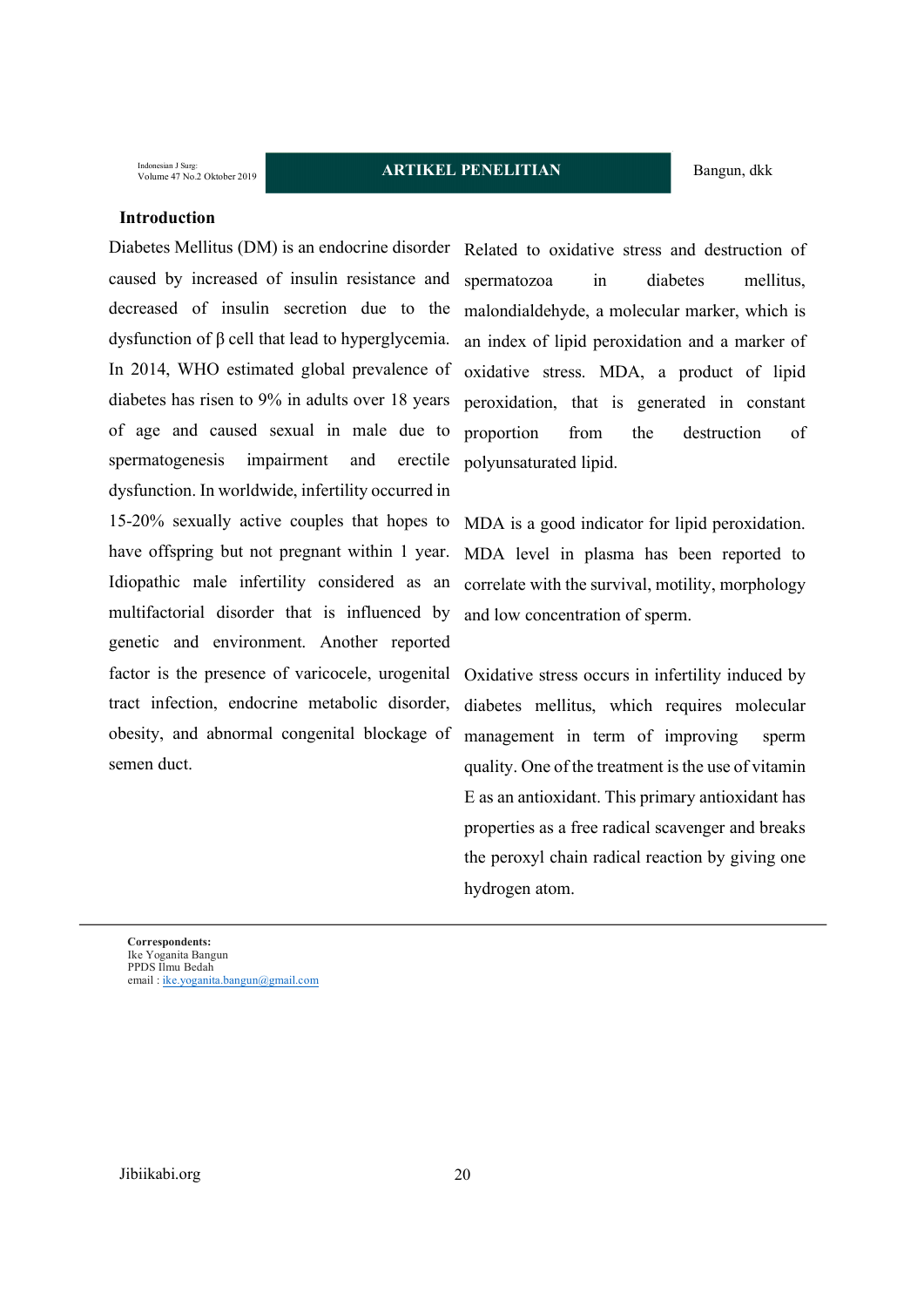## Introduction

Diabetes Mellitus (DM) is an endocrine disorder caused by increased of insulin resistance and decreased of insulin secretion due to the dysfunction of β cell that lead to hyperglycemia. In 2014, WHO estimated global prevalence of diabetes has risen to 9% in adults over 18 years of age and caused sexual in male due to spermatogenesis impairment and erectile dysfunction. In worldwide, infertility occurred in 15-20% sexually active couples that hopes to have offspring but not pregnant within 1 year. Idiopathic male infertility considered as an multifactorial disorder that is influenced by genetic and environment. Another reported factor is the presence of varicocele, urogenital tract infection, endocrine metabolic disorder, obesity, and abnormal congenital blockage of semen duct.

Related to oxidative stress and destruction of spermatozoa in diabetes mellitus, malondialdehyde, a molecular marker, which is an index of lipid peroxidation and a marker of oxidative stress. MDA, a product of lipid peroxidation, that is generated in constant proportion from the destruction of polyunsaturated lipid.

MDA is a good indicator for lipid peroxidation. MDA level in plasma has been reported to correlate with the survival, motility, morphology and low concentration of sperm.

Oxidative stress occurs in infertility induced by diabetes mellitus, which requires molecular management in term of improving sperm quality. One of the treatment is the use of vitamin E as an antioxidant. This primary antioxidant has properties as a free radical scavenger and breaks the peroxyl chain radical reaction by giving one hydrogen atom.

---

**Correspondents:**
Ike Yoganita Bangun
PPDS Ilmu Bedah
email : ike.yoganita.bangun@gmail.com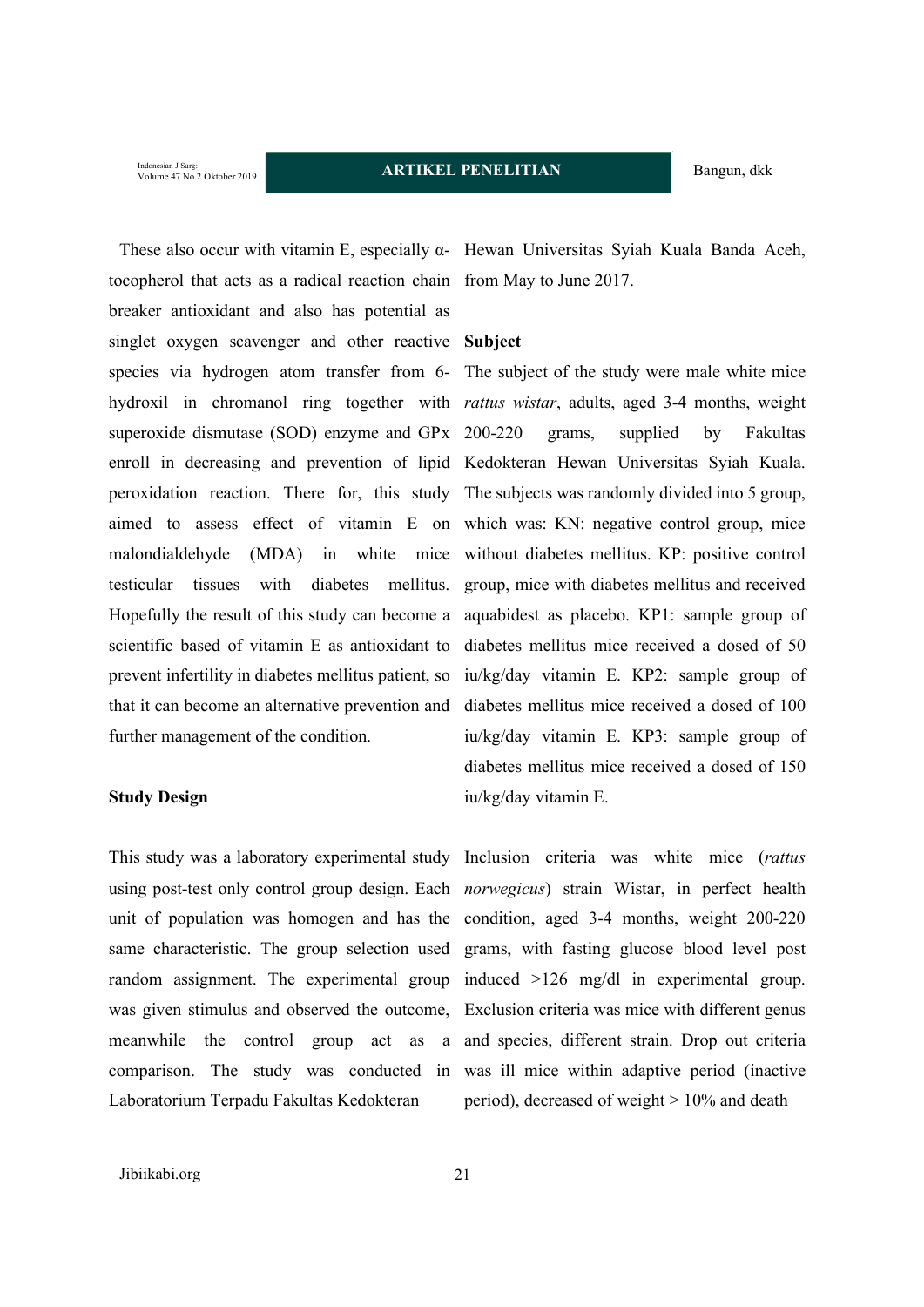These also occur with vitamin E, especially α-tocopherol that acts as a radical reaction chain breaker antioxidant and also has potential as singlet oxygen scavenger and other reactive species via hydrogen atom transfer from 6-hydroxil in chromanol ring together with superoxide dismutase (SOD) enzyme and GPx enroll in decreasing and prevention of lipid peroxidation reaction. There for, this study aimed to assess effect of vitamin E on malondialdehyde (MDA) in white mice testicular tissues with diabetes mellitus. Hopefully the result of this study can become a scientific based of vitamin E as antioxidant to prevent infertility in diabetes mellitus patient, so that it can become an alternative prevention and further management of the condition.

**Study Design**

This study was a laboratory experimental study using post-test only control group design. Each unit of population was homogen and has the same characteristic. The group selection used random assignment. The experimental group was given stimulus and observed the outcome, meanwhile the control group act as a comparison. The study was conducted in Laboratorium Terpadu Fakultas Kedokteran Hewan Universitas Syiah Kuala Banda Aceh, from May to June 2017.

**Subject**

The subject of the study were male white mice *rattus wistar*, adults, aged 3-4 months, weight 200-220 grams, supplied by Fakultas Kedokteran Hewan Universitas Syiah Kuala. The subjects was randomly divided into 5 group, which was: KN: negative control group, mice without diabetes mellitus. KP: positive control group, mice with diabetes mellitus and received aquabidest as placebo. KP1: sample group of diabetes mellitus mice received a dosed of 50 iu/kg/day vitamin E. KP2: sample group of diabetes mellitus mice received a dosed of 100 iu/kg/day vitamin E. KP3: sample group of diabetes mellitus mice received a dosed of 150 iu/kg/day vitamin E.

Inclusion criteria was white mice (*rattus norwegicus*) strain Wistar, in perfect health condition, aged 3-4 months, weight 200-220 grams, with fasting glucose blood level post induced >126 mg/dl in experimental group. Exclusion criteria was mice with different genus and species, different strain. Drop out criteria was ill mice within adaptive period (inactive period), decreased of weight > 10% and death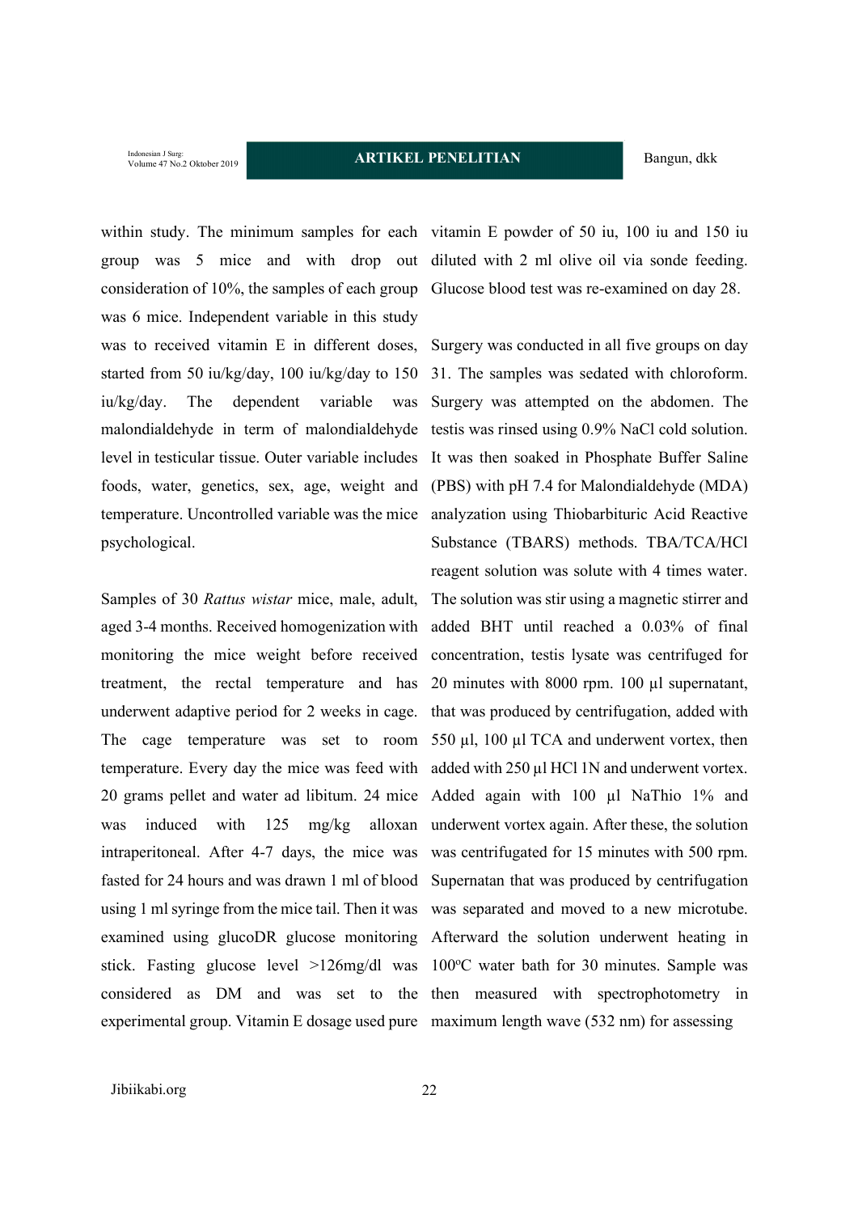within study. The minimum samples for each group was 5 mice and with drop out consideration of 10%, the samples of each group was 6 mice. Independent variable in this study was to received vitamin E in different doses, started from 50 iu/kg/day, 100 iu/kg/day to 150 iu/kg/day. The dependent variable was malondialdehyde in term of malondialdehyde level in testicular tissue. Outer variable includes foods, water, genetics, sex, age, weight and temperature. Uncontrolled variable was the mice psychological.

Samples of 30 *Rattus wistar* mice, male, adult, aged 3-4 months. Received homogenization with monitoring the mice weight before received treatment, the rectal temperature and has underwent adaptive period for 2 weeks in cage. The cage temperature was set to room temperature. Every day the mice was feed with 20 grams pellet and water ad libitum. 24 mice was induced with 125 mg/kg alloxan intraperitoneal. After 4-7 days, the mice was fasted for 24 hours and was drawn 1 ml of blood using 1 ml syringe from the mice tail. Then it was examined using glucoDR glucose monitoring stick. Fasting glucose level >126mg/dl was considered as DM and was set to the experimental group. Vitamin E dosage used pure vitamin E powder of 50 iu, 100 iu and 150 iu diluted with 2 ml olive oil via sonde feeding. Glucose blood test was re-examined on day 28.

Surgery was conducted in all five groups on day 31. The samples was sedated with chloroform. Surgery was attempted on the abdomen. The testis was rinsed using 0.9% NaCl cold solution. It was then soaked in Phosphate Buffer Saline (PBS) with pH 7.4 for Malondialdehyde (MDA) analyzation using Thiobarbituric Acid Reactive Substance (TBARS) methods. TBA/TCA/HCl reagent solution was solute with 4 times water. The solution was stir using a magnetic stirrer and added BHT until reached a 0.03% of final concentration, testis lysate was centrifuged for 20 minutes with 8000 rpm. 100 µl supernatant, that was produced by centrifugation, added with 550 µl, 100 µl TCA and underwent vortex, then added with 250 µl HCl 1N and underwent vortex. Added again with 100 µl NaThio 1% and underwent vortex again. After these, the solution was centrifugated for 15 minutes with 500 rpm. Supernatan that was produced by centrifugation was separated and moved to a new microtube. Afterward the solution underwent heating in 100$^{o}$C water bath for 30 minutes. Sample was then measured with spectrophotometry in maximum length wave (532 nm) for assessing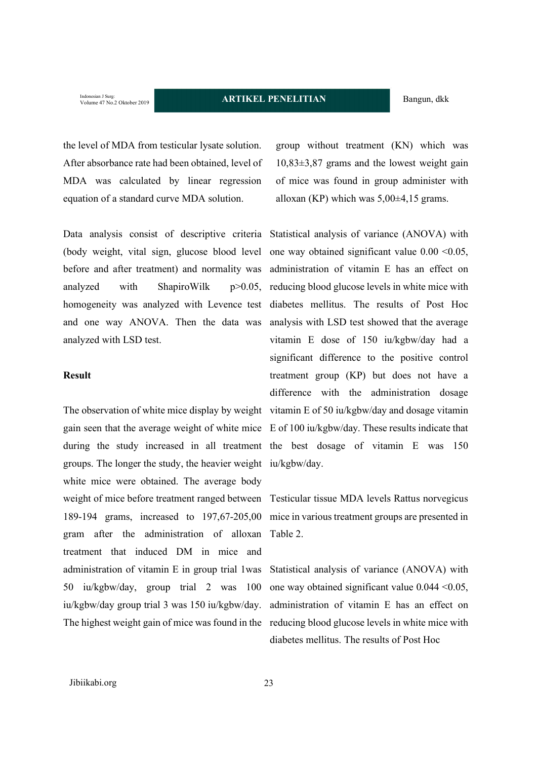the level of MDA from testicular lysate solution. After absorbance rate had been obtained, level of MDA was calculated by linear regression equation of a standard curve MDA solution.

Data analysis consist of descriptive criteria (body weight, vital sign, glucose blood level before and after treatment) and normality was analyzed with ShapiroWilk p>0.05, homogeneity was analyzed with Levence test and one way ANOVA. Then the data was analyzed with LSD test.

## Result

The observation of white mice display by weight gain seen that the average weight of white mice during the study increased in all treatment groups. The longer the study, the heavier weight white mice were obtained. The average body weight of mice before treatment ranged between 189-194 grams, increased to 197,67-205,00 gram after the administration of alloxan treatment that induced DM in mice and administration of vitamin E in group trial 1was 50 iu/kgbw/day, group trial 2 was 100 iu/kgbw/day group trial 3 was 150 iu/kgbw/day. The highest weight gain of mice was found in the group without treatment (KN) which was 10,83±3,87 grams and the lowest weight gain of mice was found in group administer with alloxan (KP) which was 5,00±4,15 grams.

Statistical analysis of variance (ANOVA) with one way obtained significant value 0.00 <0.05, administration of vitamin E has an effect on reducing blood glucose levels in white mice with diabetes mellitus. The results of Post Hoc analysis with LSD test showed that the average vitamin E dose of 150 iu/kgbw/day had a significant difference to the positive control treatment group (KP) but does not have a difference with the administration dosage vitamin E of 50 iu/kgbw/day and dosage vitamin E of 100 iu/kgbw/day. These results indicate that the best dosage of vitamin E was 150 iu/kgbw/day.

Testicular tissue MDA levels Rattus norvegicus mice in various treatment groups are presented in Table 2.

Statistical analysis of variance (ANOVA) with one way obtained significant value 0.044 <0.05, administration of vitamin E has an effect on reducing blood glucose levels in white mice with diabetes mellitus. The results of Post Hoc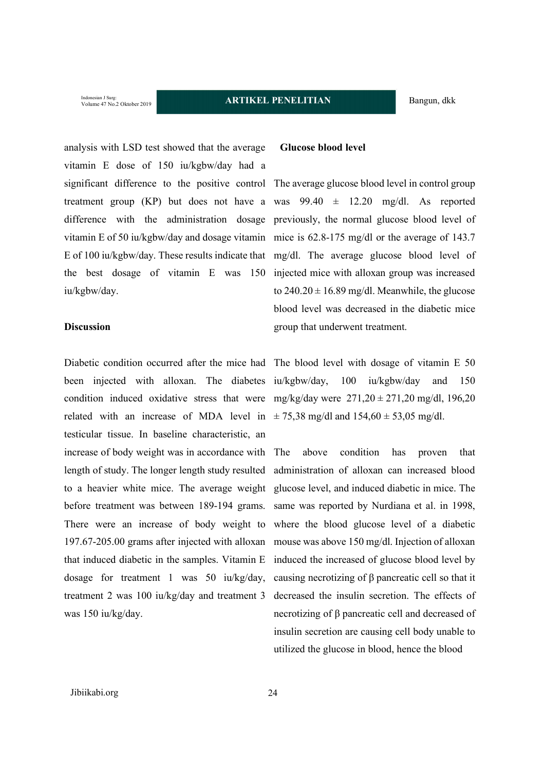analysis with LSD test showed that the average vitamin E dose of 150 iu/kgbw/day had a significant difference to the positive control treatment group (KP) but does not have a difference with the administration dosage vitamin E of 50 iu/kgbw/day and dosage vitamin E of 100 iu/kgbw/day. These results indicate that the best dosage of vitamin E was 150 iu/kgbw/day.

**Discussion**

Diabetic condition occurred after the mice had been injected with alloxan. The diabetes condition induced oxidative stress that were related with an increase of MDA level in testicular tissue. In baseline characteristic, an increase of body weight was in accordance with length of study. The longer length study resulted to a heavier white mice. The average weight before treatment was between 189-194 grams. There were an increase of body weight to 197.67-205.00 grams after injected with alloxan that induced diabetic in the samples. Vitamin E dosage for treatment 1 was 50 iu/kg/day, treatment 2 was 100 iu/kg/day and treatment 3 was 150 iu/kg/day.

**Glucose blood level**

The average glucose blood level in control group was 99.40 ± 12.20 mg/dl. As reported previously, the normal glucose blood level of mice is 62.8-175 mg/dl or the average of 143.7 mg/dl. The average glucose blood level of injected mice with alloxan group was increased to 240.20 ± 16.89 mg/dl. Meanwhile, the glucose blood level was decreased in the diabetic mice group that underwent treatment.

The blood level with dosage of vitamin E 50 iu/kgbw/day, 100 iu/kgbw/day and 150 mg/kg/day were 271,20 ± 271,20 mg/dl, 196,20 ± 75,38 mg/dl and 154,60 ± 53,05 mg/dl.

The above condition has proven that administration of alloxan can increased blood glucose level, and induced diabetic in mice. The same was reported by Nurdiana et al. in 1998, where the blood glucose level of a diabetic mouse was above 150 mg/dl. Injection of alloxan induced the increased of glucose blood level by causing necrotizing of β pancreatic cell so that it decreased the insulin secretion. The effects of necrotizing of β pancreatic cell and decreased of insulin secretion are causing cell body unable to utilized the glucose in blood, hence the blood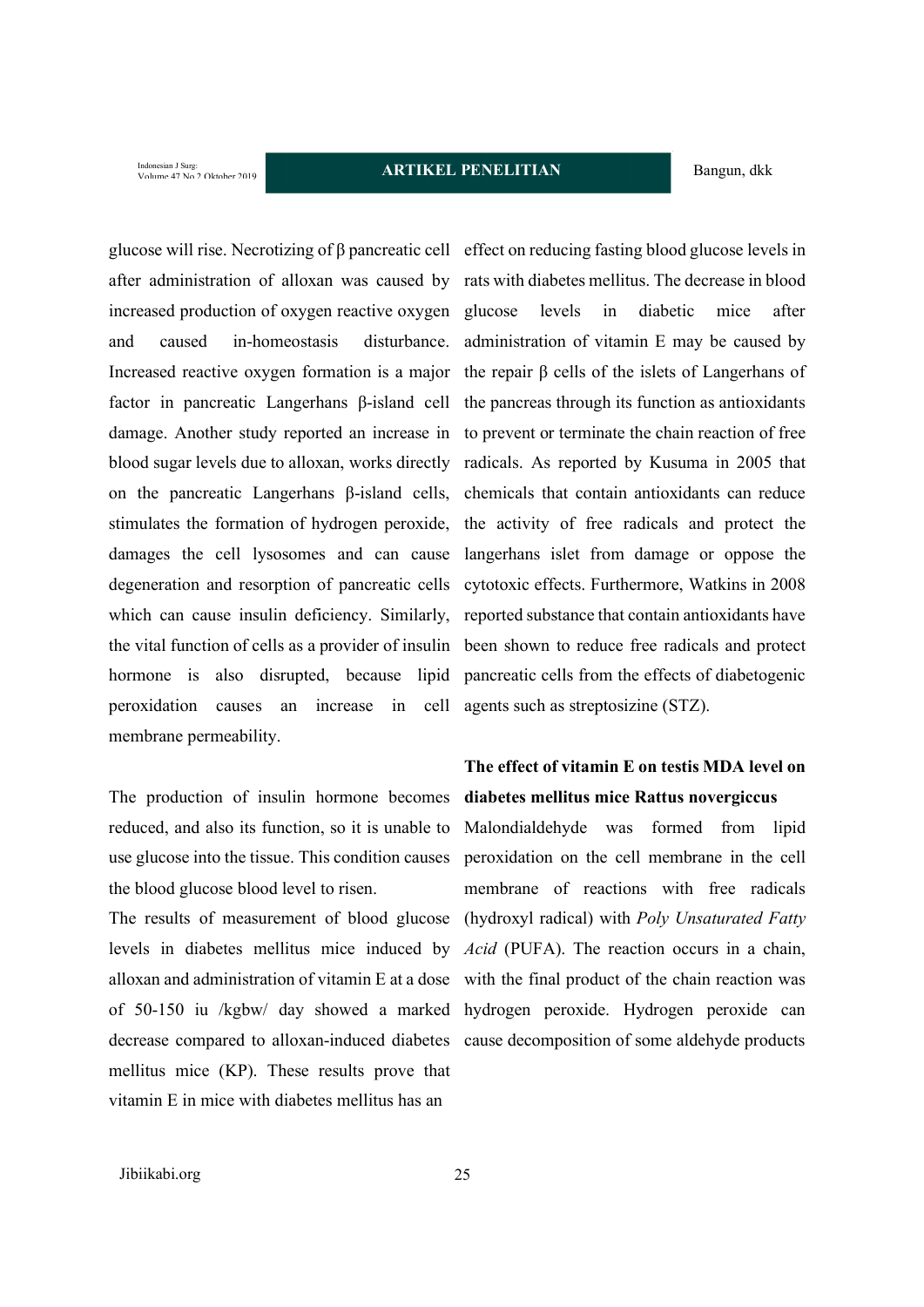glucose will rise. Necrotizing of β pancreatic cell after administration of alloxan was caused by increased production of oxygen reactive oxygen and caused in-homeostasis disturbance. Increased reactive oxygen formation is a major factor in pancreatic Langerhans β-island cell damage. Another study reported an increase in blood sugar levels due to alloxan, works directly on the pancreatic Langerhans β-island cells, stimulates the formation of hydrogen peroxide, damages the cell lysosomes and can cause degeneration and resorption of pancreatic cells which can cause insulin deficiency. Similarly, the vital function of cells as a provider of insulin hormone is also disrupted, because lipid peroxidation causes an increase in cell membrane permeability.

The production of insulin hormone becomes reduced, and also its function, so it is unable to use glucose into the tissue. This condition causes the blood glucose blood level to risen.

The results of measurement of blood glucose levels in diabetes mellitus mice induced by alloxan and administration of vitamin E at a dose of 50-150 iu /kgbw/ day showed a marked decrease compared to alloxan-induced diabetes mellitus mice (KP). These results prove that vitamin E in mice with diabetes mellitus has an effect on reducing fasting blood glucose levels in rats with diabetes mellitus. The decrease in blood glucose levels in diabetic mice after administration of vitamin E may be caused by the repair β cells of the islets of Langerhans of the pancreas through its function as antioxidants to prevent or terminate the chain reaction of free radicals. As reported by Kusuma in 2005 that chemicals that contain antioxidants can reduce the activity of free radicals and protect the langerhans islet from damage or oppose the cytotoxic effects. Furthermore, Watkins in 2008 reported substance that contain antioxidants have been shown to reduce free radicals and protect pancreatic cells from the effects of diabetogenic agents such as streptosizine (STZ).

**The effect of vitamin E on testis MDA level on diabetes mellitus mice Rattus novergiccus**

Malondialdehyde was formed from lipid peroxidation on the cell membrane in the cell membrane of reactions with free radicals (hydroxyl radical) with *Poly Unsaturated Fatty Acid* (PUFA). The reaction occurs in a chain, with the final product of the chain reaction was hydrogen peroxide. Hydrogen peroxide can cause decomposition of some aldehyde products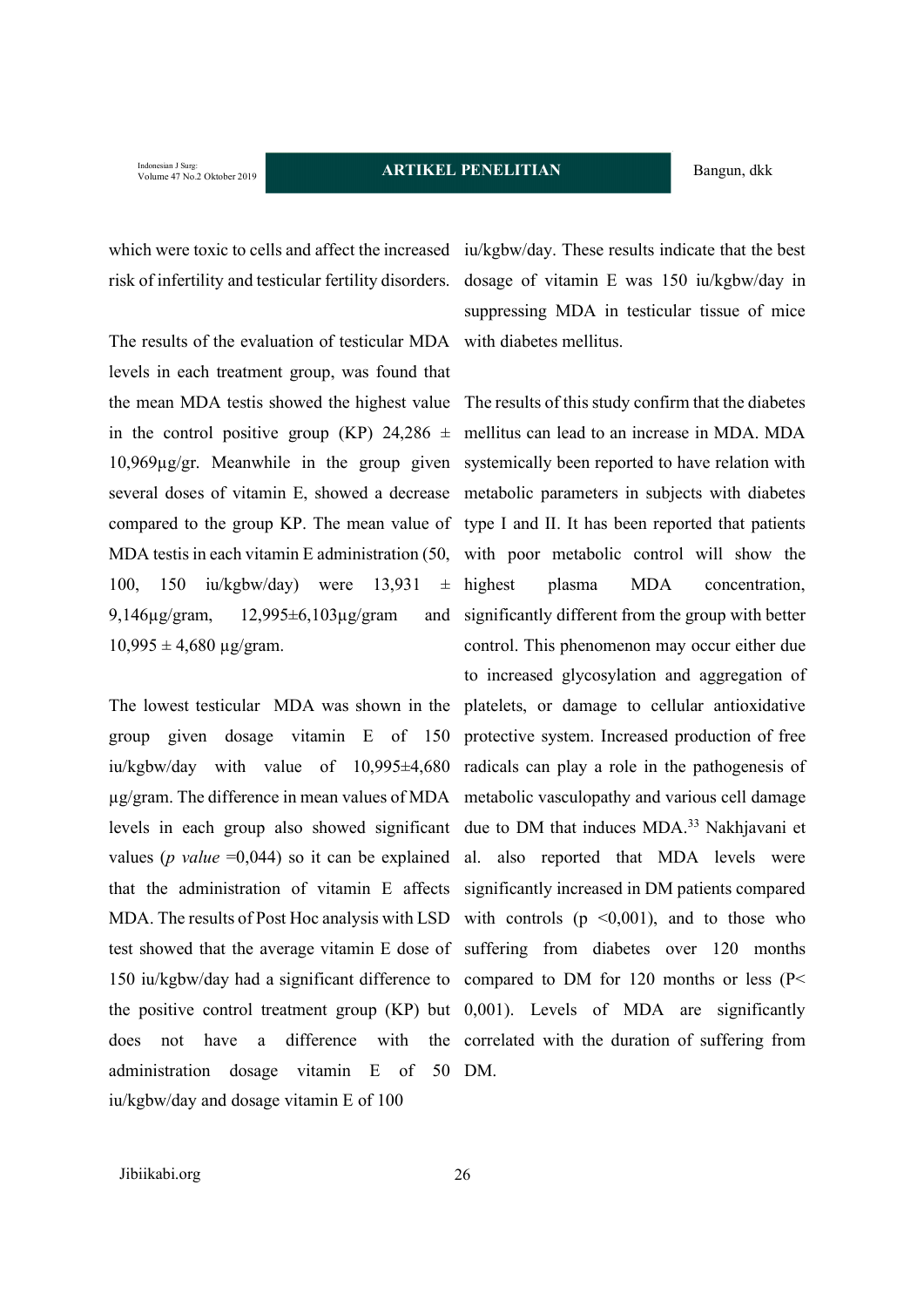which were toxic to cells and affect the increased risk of infertility and testicular fertility disorders.

The results of the evaluation of testicular MDA levels in each treatment group, was found that the mean MDA testis showed the highest value in the control positive group (KP) 24,286 ± 10,969µg/gr. Meanwhile in the group given several doses of vitamin E, showed a decrease compared to the group KP. The mean value of MDA testis in each vitamin E administration (50, 100, 150 iu/kgbw/day) were 13,931 ± 9,146µg/gram, 12,995±6,103µg/gram and 10,995 ± 4,680 µg/gram.

The lowest testicular MDA was shown in the group given dosage vitamin E of 150 iu/kgbw/day with value of 10,995±4,680 µg/gram. The difference in mean values of MDA levels in each group also showed significant values (*p value* =0,044) so it can be explained that the administration of vitamin E affects MDA. The results of Post Hoc analysis with LSD test showed that the average vitamin E dose of 150 iu/kgbw/day had a significant difference to the positive control treatment group (KP) but does not have a difference with the administration dosage vitamin E of 50 iu/kgbw/day and dosage vitamin E of 100 iu/kgbw/day. These results indicate that the best dosage of vitamin E was 150 iu/kgbw/day in suppressing MDA in testicular tissue of mice with diabetes mellitus.

The results of this study confirm that the diabetes mellitus can lead to an increase in MDA. MDA systemically been reported to have relation with metabolic parameters in subjects with diabetes type I and II. It has been reported that patients with poor metabolic control will show the highest plasma MDA concentration, significantly different from the group with better control. This phenomenon may occur either due to increased glycosylation and aggregation of platelets, or damage to cellular antioxidative protective system. Increased production of free radicals can play a role in the pathogenesis of metabolic vasculopathy and various cell damage due to DM that induces MDA.[33] Nakhjavani et al. also reported that MDA levels were significantly increased in DM patients compared with controls (p <0,001), and to those who suffering from diabetes over 120 months compared to DM for 120 months or less (P< 0,001). Levels of MDA are significantly correlated with the duration of suffering from DM.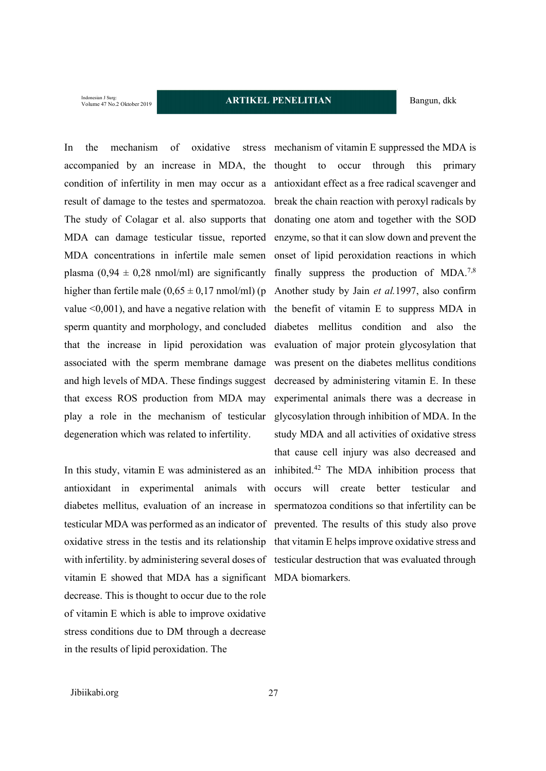In the mechanism of oxidative stress accompanied by an increase in MDA, the condition of infertility in men may occur as a result of damage to the testes and spermatozoa. The study of Colagar et al. also supports that MDA can damage testicular tissue, reported MDA concentrations in infertile male semen plasma (0,94 ± 0,28 nmol/ml) are significantly higher than fertile male (0,65 ± 0,17 nmol/ml) (p value <0,001), and have a negative relation with sperm quantity and morphology, and concluded that the increase in lipid peroxidation was associated with the sperm membrane damage and high levels of MDA. These findings suggest that excess ROS production from MDA may play a role in the mechanism of testicular degeneration which was related to infertility.

In this study, vitamin E was administered as an antioxidant in experimental animals with diabetes mellitus, evaluation of an increase in testicular MDA was performed as an indicator of oxidative stress in the testis and its relationship with infertility. by administering several doses of vitamin E showed that MDA has a significant decrease. This is thought to occur due to the role of vitamin E which is able to improve oxidative stress conditions due to DM through a decrease in the results of lipid peroxidation. The mechanism of vitamin E suppressed the MDA is thought to occur through this primary antioxidant effect as a free radical scavenger and break the chain reaction with peroxyl radicals by donating one atom and together with the SOD enzyme, so that it can slow down and prevent the onset of lipid peroxidation reactions in which finally suppress the production of MDA.[7,8] Another study by Jain *et al.*1997, also confirm the benefit of vitamin E to suppress MDA in diabetes mellitus condition and also the evaluation of major protein glycosylation that was present on the diabetes mellitus conditions decreased by administering vitamin E. In these experimental animals there was a decrease in glycosylation through inhibition of MDA. In the study MDA and all activities of oxidative stress that cause cell injury was also decreased and inhibited.[42] The MDA inhibition process that occurs will create better testicular and spermatozoa conditions so that infertility can be prevented. The results of this study also prove that vitamin E helps improve oxidative stress and testicular destruction that was evaluated through MDA biomarkers.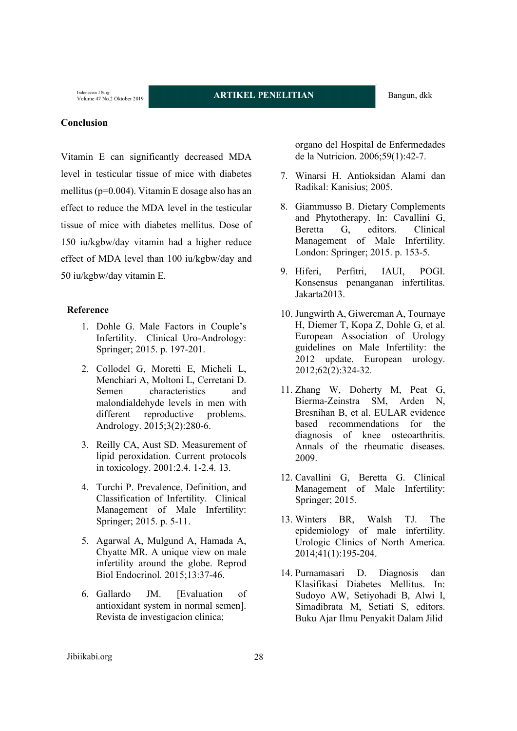## Conclusion

Vitamin E can significantly decreased MDA level in testicular tissue of mice with diabetes mellitus (p=0.004). Vitamin E dosage also has an effect to reduce the MDA level in the testicular tissue of mice with diabetes mellitus. Dose of 150 iu/kgbw/day vitamin had a higher reduce effect of MDA level than 100 iu/kgbw/day and 50 iu/kgbw/day vitamin E.

## Reference

1. Dohle G. Male Factors in Couple's Infertility. Clinical Uro-Andrology: Springer; 2015. p. 197-201.
2. Collodel G, Moretti E, Micheli L, Menchiari A, Moltoni L, Cerretani D. Semen characteristics and malondialdehyde levels in men with different reproductive problems. Andrology. 2015;3(2):280-6.
3. Reilly CA, Aust SD. Measurement of lipid peroxidation. Current protocols in toxicology. 2001:2.4. 1-2.4. 13.
4. Turchi P. Prevalence, Definition, and Classification of Infertility. Clinical Management of Male Infertility: Springer; 2015. p. 5-11.
5. Agarwal A, Mulgund A, Hamada A, Chyatte MR. A unique view on male infertility around the globe. Reprod Biol Endocrinol. 2015;13:37-46.
6. Gallardo JM. [Evaluation of antioxidant system in normal semen]. Revista de investigacion clinica; organo del Hospital de Enfermedades de la Nutricion. 2006;59(1):42-7.
7. Winarsi H. Antioksidan Alami dan Radikal: Kanisius; 2005.
8. Giammusso B. Dietary Complements and Phytotherapy. In: Cavallini G, Beretta G, editors. Clinical Management of Male Infertility. London: Springer; 2015. p. 153-5.
9. Hiferi, Perfitri, IAUI, POGI. Konsensus penanganan infertilitas. Jakarta2013.
10. Jungwirth A, Giwercman A, Tournaye H, Diemer T, Kopa Z, Dohle G, et al. European Association of Urology guidelines on Male Infertility: the 2012 update. European urology. 2012;62(2):324-32.
11. Zhang W, Doherty M, Peat G, Bierma-Zeinstra SM, Arden N, Bresnihan B, et al. EULAR evidence based recommendations for the diagnosis of knee osteoarthritis. Annals of the rheumatic diseases. 2009.
12. Cavallini G, Beretta G. Clinical Management of Male Infertility: Springer; 2015.
13. Winters BR, Walsh TJ. The epidemiology of male infertility. Urologic Clinics of North America. 2014;41(1):195-204.
14. Purnamasari D. Diagnosis dan Klasifikasi Diabetes Mellitus. In: Sudoyo AW, Setiyohadi B, Alwi I, Simadibrata M, Setiati S, editors. Buku Ajar Ilmu Penyakit Dalam Jilid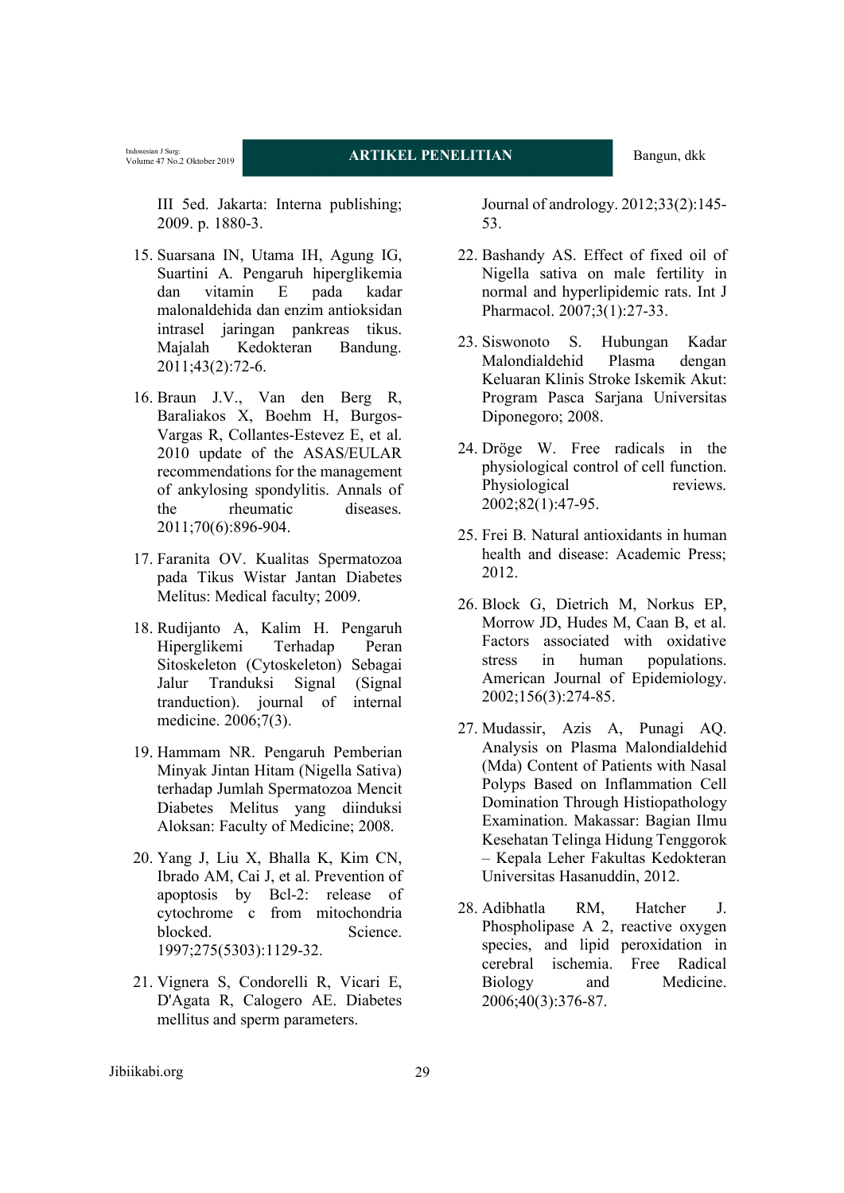III 5ed. Jakarta: Interna publishing; 2009. p. 1880-3.

15. Suarsana IN, Utama IH, Agung IG, Suartini A. Pengaruh hiperglikemia dan vitamin E pada kadar malonaldehida dan enzim antioksidan intrasel jaringan pankreas tikus. Majalah Kedokteran Bandung. 2011;43(2):72-6.

16. Braun J.V., Van den Berg R, Baraliakos X, Boehm H, Burgos-Vargas R, Collantes-Estevez E, et al. 2010 update of the ASAS/EULAR recommendations for the management of ankylosing spondylitis. Annals of the rheumatic diseases. 2011;70(6):896-904.

17. Faranita OV. Kualitas Spermatozoa pada Tikus Wistar Jantan Diabetes Melitus: Medical faculty; 2009.

18. Rudijanto A, Kalim H. Pengaruh Hiperglikemi Terhadap Peran Sitoskeleton (Cytoskeleton) Sebagai Jalur Tranduksi Signal (Signal tranduction). journal of internal medicine. 2006;7(3).

19. Hammam NR. Pengaruh Pemberian Minyak Jintan Hitam (Nigella Sativa) terhadap Jumlah Spermatozoa Mencit Diabetes Melitus yang diinduksi Aloksan: Faculty of Medicine; 2008.

20. Yang J, Liu X, Bhalla K, Kim CN, Ibrado AM, Cai J, et al. Prevention of apoptosis by Bcl-2: release of cytochrome c from mitochondria blocked. Science. 1997;275(5303):1129-32.

21. Vignera S, Condorelli R, Vicari E, D'Agata R, Calogero AE. Diabetes mellitus and sperm parameters. Journal of andrology. 2012;33(2):145-53.

22. Bashandy AS. Effect of fixed oil of Nigella sativa on male fertility in normal and hyperlipidemic rats. Int J Pharmacol. 2007;3(1):27-33.

23. Siswonoto S. Hubungan Kadar Malondialdehid Plasma dengan Keluaran Klinis Stroke Iskemik Akut: Program Pasca Sarjana Universitas Diponegoro; 2008.

24. Dröge W. Free radicals in the physiological control of cell function. Physiological reviews. 2002;82(1):47-95.

25. Frei B. Natural antioxidants in human health and disease: Academic Press; 2012.

26. Block G, Dietrich M, Norkus EP, Morrow JD, Hudes M, Caan B, et al. Factors associated with oxidative stress in human populations. American Journal of Epidemiology. 2002;156(3):274-85.

27. Mudassir, Azis A, Punagi AQ. Analysis on Plasma Malondialdehid (Mda) Content of Patients with Nasal Polyps Based on Inflammation Cell Domination Through Histiopathology Examination. Makassar: Bagian Ilmu Kesehatan Telinga Hidung Tenggorok – Kepala Leher Fakultas Kedokteran Universitas Hasanuddin, 2012.

28. Adibhatla RM, Hatcher J. Phospholipase A 2, reactive oxygen species, and lipid peroxidation in cerebral ischemia. Free Radical Biology and Medicine. 2006;40(3):376-87.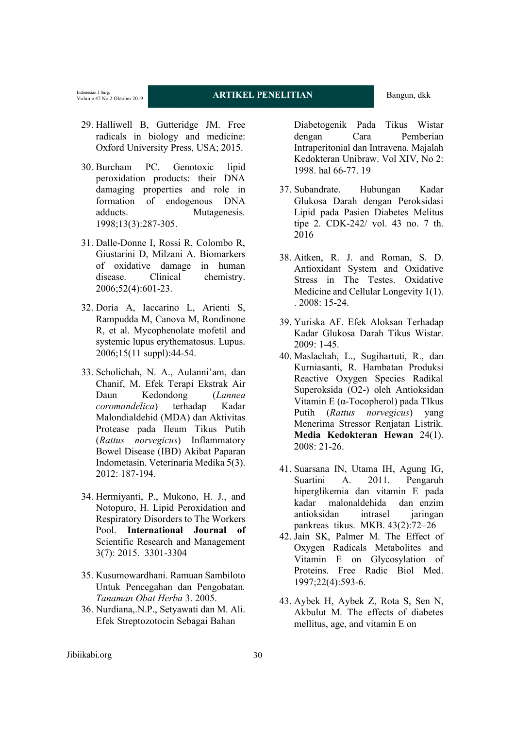29. Halliwell B, Gutteridge JM. Free radicals in biology and medicine: Oxford University Press, USA; 2015.

30. Burcham PC. Genotoxic lipid peroxidation products: their DNA damaging properties and role in formation of endogenous DNA adducts. Mutagenesis. 1998;13(3):287-305.

31. Dalle-Donne I, Rossi R, Colombo R, Giustarini D, Milzani A. Biomarkers of oxidative damage in human disease. Clinical chemistry. 2006;52(4):601-23.

32. Doria A, Iaccarino L, Arienti S, Rampudda M, Canova M, Rondinone R, et al. Mycophenolate mofetil and systemic lupus erythematosus. Lupus. 2006;15(11 suppl):44-54.

33. Scholichah, N. A., Aulanni'am, dan Chanif, M. Efek Terapi Ekstrak Air Daun Kedondong (*Lannea coromandelica*) terhadap Kadar Malondialdehid (MDA) dan Aktivitas Protease pada Ileum Tikus Putih (*Rattus norvegicus*) Inflammatory Bowel Disease (IBD) Akibat Paparan Indometasin. Veterinaria Medika 5(3). 2012: 187-194.

34. Hermiyanti, P., Mukono, H. J., and Notopuro, H. Lipid Peroxidation and Respiratory Disorders to The Workers Pool. **International Journal of** Scientific Research and Management 3(7): 2015. 3301-3304

35. Kusumowardhani. Ramuan Sambiloto Untuk Pencegahan dan Pengobatan*.* *Tanaman Obat Herba* 3. 2005.

36. Nurdiana,.N.P., Setyawati dan M. Ali. Efek Streptozotocin Sebagai Bahan Diabetogenik Pada Tikus Wistar dengan Cara Pemberian Intraperitonial dan Intravena. Majalah Kedokteran Unibraw. Vol XIV, No 2: 1998. hal 66-77. 19

37. Subandrate. Hubungan Kadar Glukosa Darah dengan Peroksidasi Lipid pada Pasien Diabetes Melitus tipe 2. CDK-242/ vol. 43 no. 7 th. 2016

38. Aitken, R. J. and Roman, S. D. Antioxidant System and Oxidative Stress in The Testes. Oxidative Medicine and Cellular Longevity 1(1). . 2008: 15-24.

39. Yuriska AF. Efek Aloksan Terhadap Kadar Glukosa Darah Tikus Wistar. 2009: 1-45.

40. Maslachah, L., Sugihartuti, R., dan Kurniasanti, R. Hambatan Produksi Reactive Oxygen Species Radikal Superoksida (O2-) oleh Antioksidan Vitamin E (α-Tocopherol) pada TIkus Putih (*Rattus norvegicus*) yang Menerima Stressor Renjatan Listrik. **Media Kedokteran Hewan** 24(1). 2008: 21-26.

41. Suarsana IN, Utama IH, Agung IG, Suartini A. 2011. Pengaruh hiperglikemia dan vitamin E pada kadar malonaldehida dan enzim antioksidan intrasel jaringan pankreas tikus. MKB. 43(2):72–26

42. Jain SK, Palmer M. The Effect of Oxygen Radicals Metabolites and Vitamin E on Glycosylation of Proteins. Free Radic Biol Med. 1997;22(4):593-6.

43. Aybek H, Aybek Z, Rota S, Sen N, Akbulut M. The effects of diabetes mellitus, age, and vitamin E on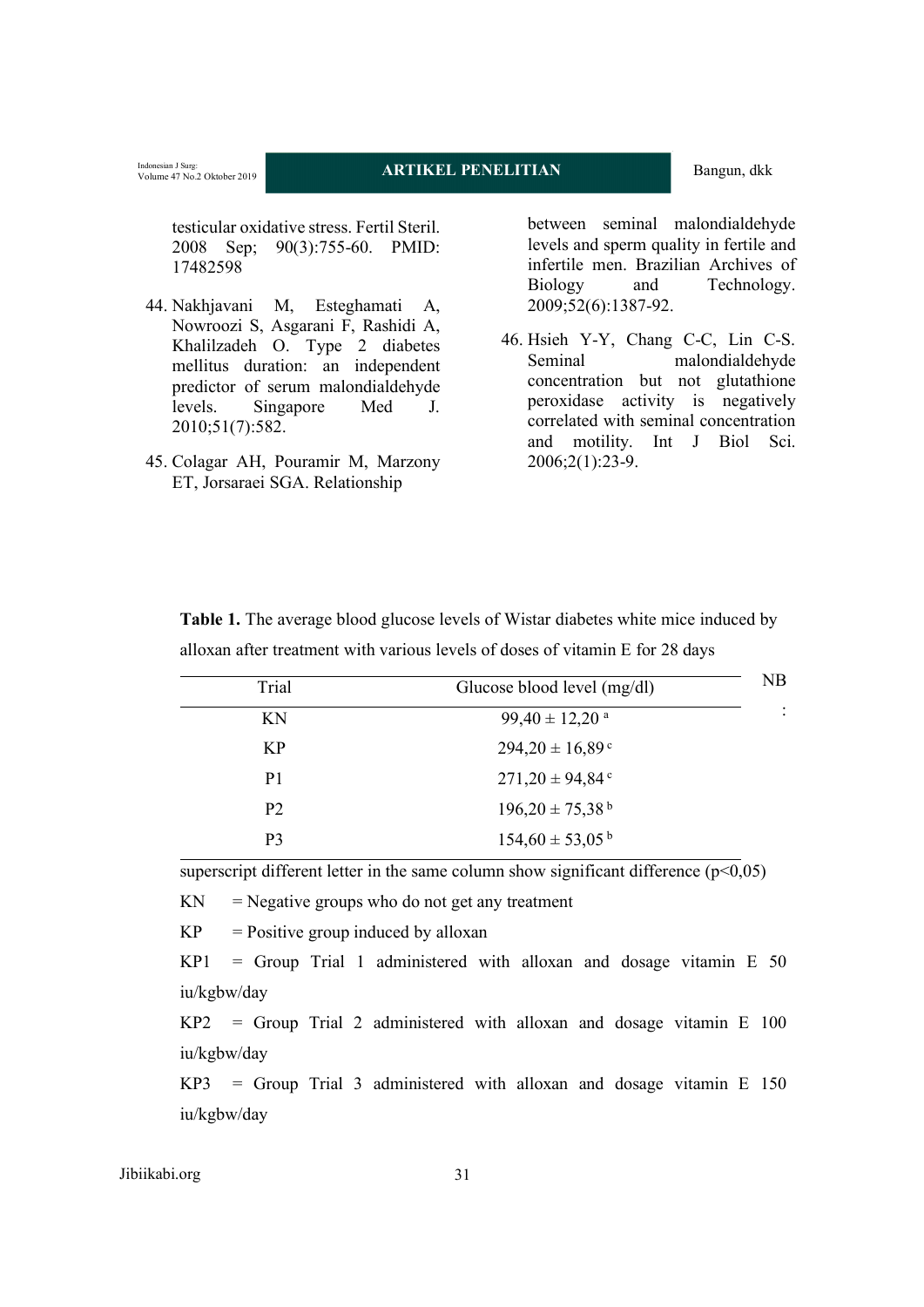testicular oxidative stress. Fertil Steril. 2008 Sep; 90(3):755-60. PMID: 17482598

44. Nakhjavani M, Esteghamati A, Nowroozi S, Asgarani F, Rashidi A, Khalilzadeh O. Type 2 diabetes mellitus duration: an independent predictor of serum malondialdehyde levels. Singapore Med J. 2010;51(7):582.

45. Colagar AH, Pouramir M, Marzony ET, Jorsaraei SGA. Relationship between seminal malondialdehyde levels and sperm quality in fertile and infertile men. Brazilian Archives of Biology and Technology. 2009;52(6):1387-92.

46. Hsieh Y-Y, Chang C-C, Lin C-S. Seminal malondialdehyde concentration but not glutathione peroxidase activity is negatively correlated with seminal concentration and motility. Int J Biol Sci. 2006;2(1):23-9.

**Table 1.** The average blood glucose levels of Wistar diabetes white mice induced by alloxan after treatment with various levels of doses of vitamin E for 28 days

| Trial | Glucose blood level (mg/dl) |
|---|---|
| KN | 99,40 ± 12,20 [a] |
| KP | 294,20 ± 16,89 [c] |
| P1 | 271,20 ± 94,84 [c] |
| P2 | 196,20 ± 75,38 [b] |
| P3 | 154,60 ± 53,05 [b] |

NB : superscript different letter in the same column show significant difference (p<0,05)

KN = Negative groups who do not get any treatment

KP = Positive group induced by alloxan

KP1 = Group Trial 1 administered with alloxan and dosage vitamin E 50 iu/kgbw/day

KP2 = Group Trial 2 administered with alloxan and dosage vitamin E 100 iu/kgbw/day

KP3 = Group Trial 3 administered with alloxan and dosage vitamin E 150 iu/kgbw/day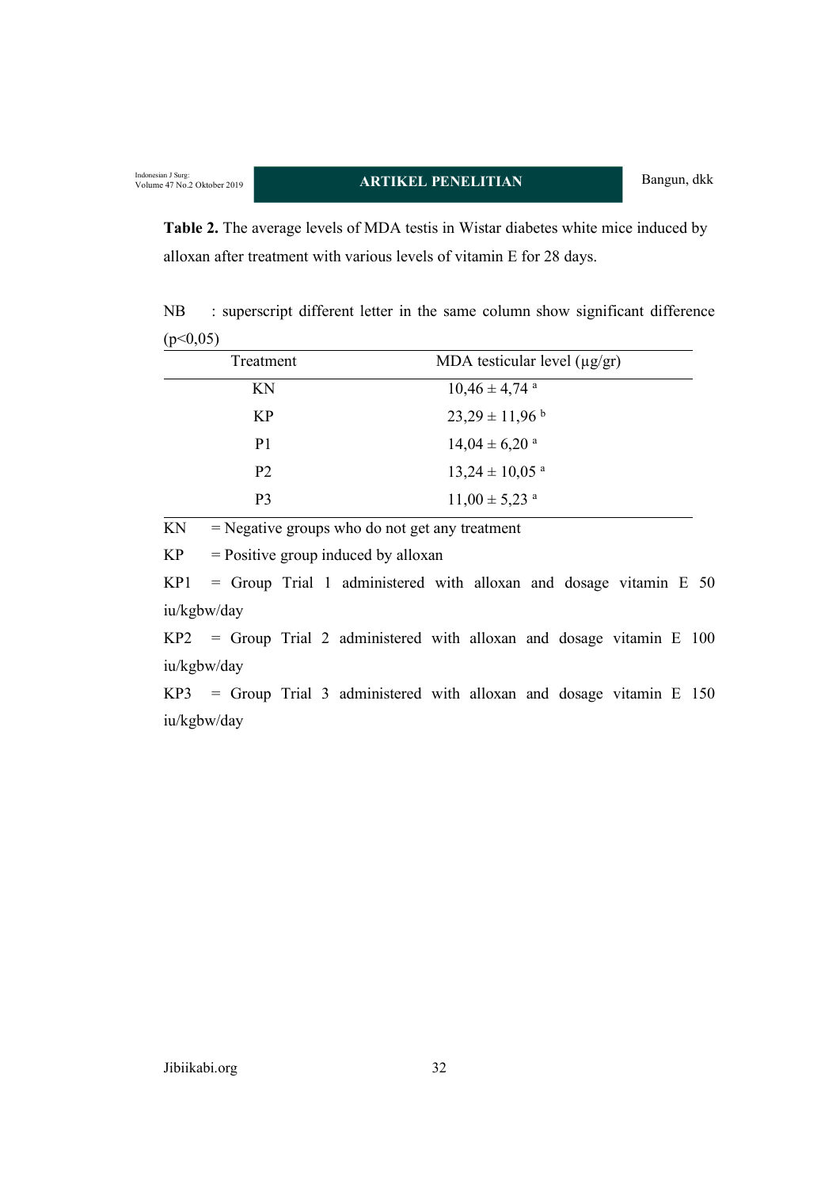**Table 2.** The average levels of MDA testis in Wistar diabetes white mice induced by alloxan after treatment with various levels of vitamin E for 28 days.

NB : superscript different letter in the same column show significant difference ($p<0,05$)

| Treatment | MDA testicular level (µg/gr) |
|---|---|
| KN | $10,46 \pm 4,74$ [a] |
| KP | $23,29 \pm 11,96$ [b] |
| P1 | $14,04 \pm 6,20$ [a] |
| P2 | $13,24 \pm 10,05$ [a] |
| P3 | $11,00 \pm 5,23$ [a] |

KN = Negative groups who do not get any treatment

KP = Positive group induced by alloxan

KP1 = Group Trial 1 administered with alloxan and dosage vitamin E 50 iu/kgbw/day

KP2 = Group Trial 2 administered with alloxan and dosage vitamin E 100 iu/kgbw/day

KP3 = Group Trial 3 administered with alloxan and dosage vitamin E 150 iu/kgbw/day